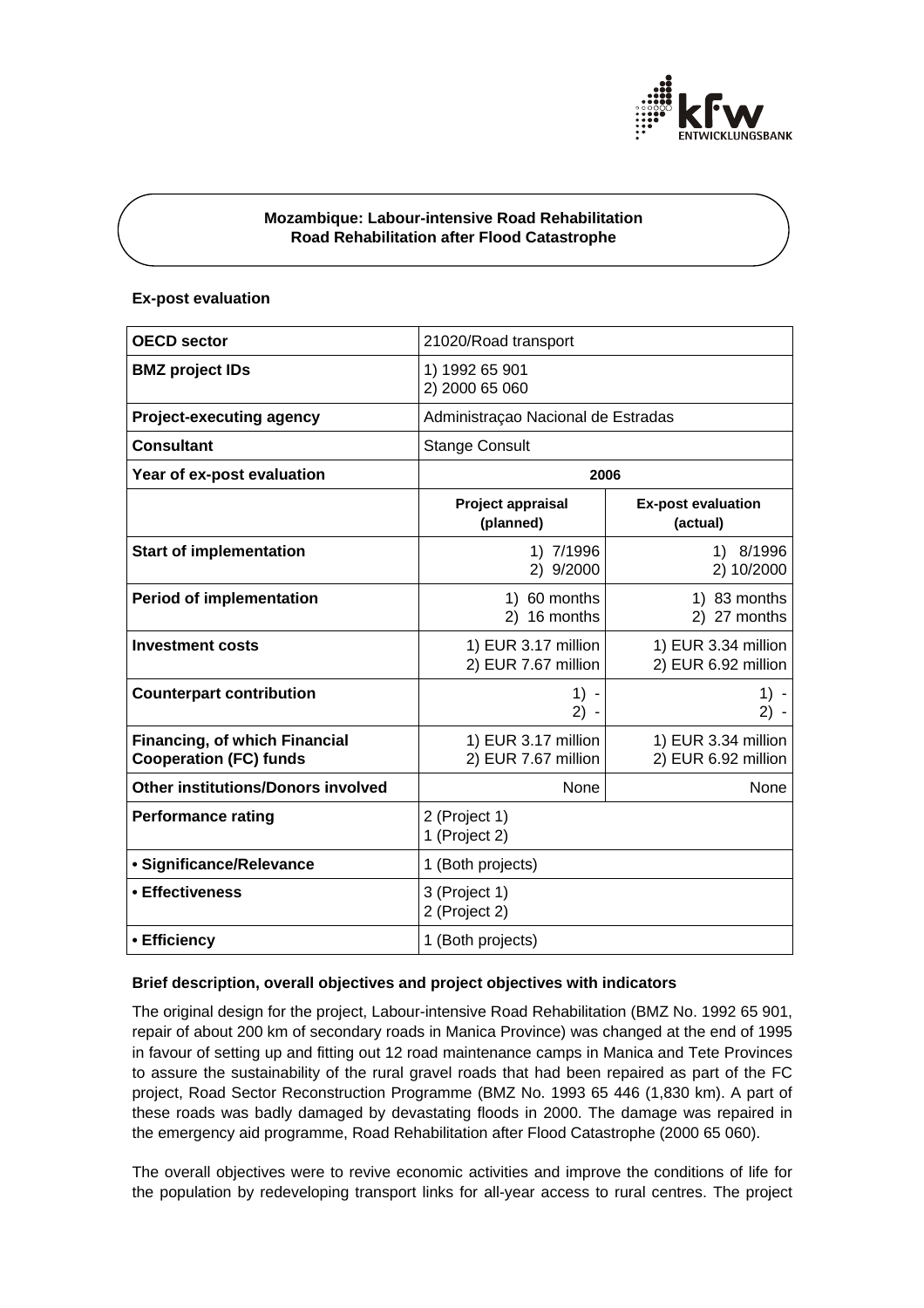**Mozambique: Labour-intensive Road Rehabilitation**
**Road Rehabilitation after Flood Catastrophe**

### Ex-post evaluation

| **OECD sector** | 21020/Road transport | |
|---|---|---|
| **BMZ project IDs** | 1) 1992 65 901<br>2) 2000 65 060 | |
| **Project-executing agency** | Administraçao Nacional de Estradas | |
| **Consultant** | Stange Consult | |
| **Year of ex-post evaluation** | **2006** | |
| | **Project appraisal (planned)** | **Ex-post evaluation (actual)** |
| **Start of implementation** | 1) 7/1996<br>2) 9/2000 | 1) 8/1996<br>2) 10/2000 |
| **Period of implementation** | 1) 60 months<br>2) 16 months | 1) 83 months<br>2) 27 months |
| **Investment costs** | 1) EUR 3.17 million<br>2) EUR 7.67 million | 1) EUR 3.34 million<br>2) EUR 6.92 million |
| **Counterpart contribution** | 1) -<br>2) - | 1) -<br>2) - |
| **Financing, of which Financial Cooperation (FC) funds** | 1) EUR 3.17 million<br>2) EUR 7.67 million | 1) EUR 3.34 million<br>2) EUR 6.92 million |
| **Other institutions/Donors involved** | None | None |
| **Performance rating** | 2 (Project 1)<br>1 (Project 2) | |
| **• Significance/Relevance** | 1 (Both projects) | |
| **• Effectiveness** | 3 (Project 1)<br>2 (Project 2) | |
| **• Efficiency** | 1 (Both projects) | |

### Brief description, overall objectives and project objectives with indicators

The original design for the project, Labour-intensive Road Rehabilitation (BMZ No. 1992 65 901, repair of about 200 km of secondary roads in Manica Province) was changed at the end of 1995 in favour of setting up and fitting out 12 road maintenance camps in Manica and Tete Provinces to assure the sustainability of the rural gravel roads that had been repaired as part of the FC project, Road Sector Reconstruction Programme (BMZ No. 1993 65 446 (1,830 km). A part of these roads was badly damaged by devastating floods in 2000. The damage was repaired in the emergency aid programme, Road Rehabilitation after Flood Catastrophe (2000 65 060).

The overall objectives were to revive economic activities and improve the conditions of life for the population by redeveloping transport links for all-year access to rural centres. The project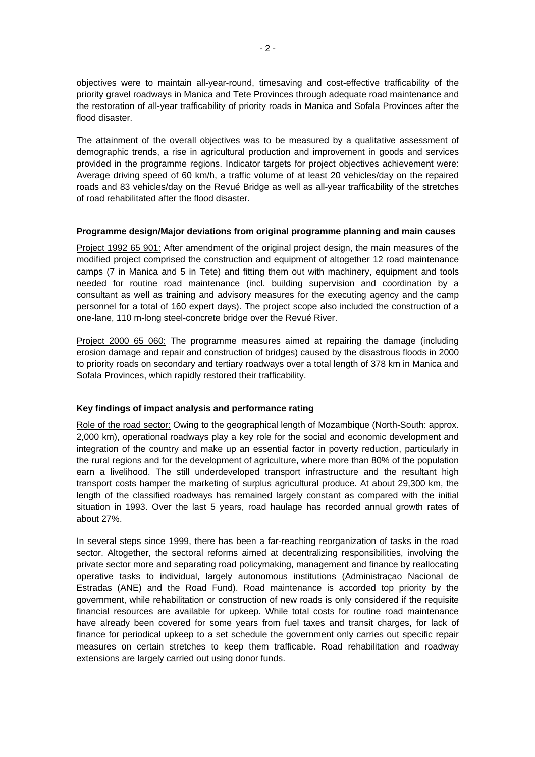objectives were to maintain all-year-round, timesaving and cost-effective trafficability of the priority gravel roadways in Manica and Tete Provinces through adequate road maintenance and the restoration of all-year trafficability of priority roads in Manica and Sofala Provinces after the flood disaster.

The attainment of the overall objectives was to be measured by a qualitative assessment of demographic trends, a rise in agricultural production and improvement in goods and services provided in the programme regions. Indicator targets for project objectives achievement were: Average driving speed of 60 km/h, a traffic volume of at least 20 vehicles/day on the repaired roads and 83 vehicles/day on the Revué Bridge as well as all-year trafficability of the stretches of road rehabilitated after the flood disaster.

**Programme design/Major deviations from original programme planning and main causes**

Project 1992 65 901: After amendment of the original project design, the main measures of the modified project comprised the construction and equipment of altogether 12 road maintenance camps (7 in Manica and 5 in Tete) and fitting them out with machinery, equipment and tools needed for routine road maintenance (incl. building supervision and coordination by a consultant as well as training and advisory measures for the executing agency and the camp personnel for a total of 160 expert days). The project scope also included the construction of a one-lane, 110 m-long steel-concrete bridge over the Revué River.

Project 2000 65 060: The programme measures aimed at repairing the damage (including erosion damage and repair and construction of bridges) caused by the disastrous floods in 2000 to priority roads on secondary and tertiary roadways over a total length of 378 km in Manica and Sofala Provinces, which rapidly restored their trafficability.

**Key findings of impact analysis and performance rating**

Role of the road sector: Owing to the geographical length of Mozambique (North-South: approx. 2,000 km), operational roadways play a key role for the social and economic development and integration of the country and make up an essential factor in poverty reduction, particularly in the rural regions and for the development of agriculture, where more than 80% of the population earn a livelihood. The still underdeveloped transport infrastructure and the resultant high transport costs hamper the marketing of surplus agricultural produce. At about 29,300 km, the length of the classified roadways has remained largely constant as compared with the initial situation in 1993. Over the last 5 years, road haulage has recorded annual growth rates of about 27%.

In several steps since 1999, there has been a far-reaching reorganization of tasks in the road sector. Altogether, the sectoral reforms aimed at decentralizing responsibilities, involving the private sector more and separating road policymaking, management and finance by reallocating operative tasks to individual, largely autonomous institutions (Administraçao Nacional de Estradas (ANE) and the Road Fund). Road maintenance is accorded top priority by the government, while rehabilitation or construction of new roads is only considered if the requisite financial resources are available for upkeep. While total costs for routine road maintenance have already been covered for some years from fuel taxes and transit charges, for lack of finance for periodical upkeep to a set schedule the government only carries out specific repair measures on certain stretches to keep them trafficable. Road rehabilitation and roadway extensions are largely carried out using donor funds.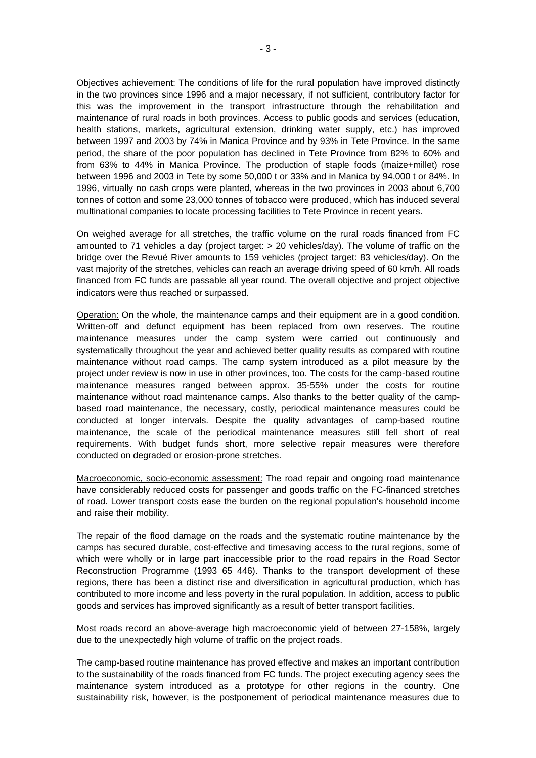<u>Objectives achievement:</u> The conditions of life for the rural population have improved distinctly in the two provinces since 1996 and a major necessary, if not sufficient, contributory factor for this was the improvement in the transport infrastructure through the rehabilitation and maintenance of rural roads in both provinces. Access to public goods and services (education, health stations, markets, agricultural extension, drinking water supply, etc.) has improved between 1997 and 2003 by 74% in Manica Province and by 93% in Tete Province. In the same period, the share of the poor population has declined in Tete Province from 82% to 60% and from 63% to 44% in Manica Province. The production of staple foods (maize+millet) rose between 1996 and 2003 in Tete by some 50,000 t or 33% and in Manica by 94,000 t or 84%. In 1996, virtually no cash crops were planted, whereas in the two provinces in 2003 about 6,700 tonnes of cotton and some 23,000 tonnes of tobacco were produced, which has induced several multinational companies to locate processing facilities to Tete Province in recent years.

On weighed average for all stretches, the traffic volume on the rural roads financed from FC amounted to 71 vehicles a day (project target: > 20 vehicles/day). The volume of traffic on the bridge over the Revué River amounts to 159 vehicles (project target: 83 vehicles/day). On the vast majority of the stretches, vehicles can reach an average driving speed of 60 km/h. All roads financed from FC funds are passable all year round. The overall objective and project objective indicators were thus reached or surpassed.

<u>Operation:</u> On the whole, the maintenance camps and their equipment are in a good condition. Written-off and defunct equipment has been replaced from own reserves. The routine maintenance measures under the camp system were carried out continuously and systematically throughout the year and achieved better quality results as compared with routine maintenance without road camps. The camp system introduced as a pilot measure by the project under review is now in use in other provinces, too. The costs for the camp-based routine maintenance measures ranged between approx. 35-55% under the costs for routine maintenance without road maintenance camps. Also thanks to the better quality of the camp-based road maintenance, the necessary, costly, periodical maintenance measures could be conducted at longer intervals. Despite the quality advantages of camp-based routine maintenance, the scale of the periodical maintenance measures still fell short of real requirements. With budget funds short, more selective repair measures were therefore conducted on degraded or erosion-prone stretches.

<u>Macroeconomic, socio-economic assessment:</u> The road repair and ongoing road maintenance have considerably reduced costs for passenger and goods traffic on the FC-financed stretches of road. Lower transport costs ease the burden on the regional population's household income and raise their mobility.

The repair of the flood damage on the roads and the systematic routine maintenance by the camps has secured durable, cost-effective and timesaving access to the rural regions, some of which were wholly or in large part inaccessible prior to the road repairs in the Road Sector Reconstruction Programme (1993 65 446). Thanks to the transport development of these regions, there has been a distinct rise and diversification in agricultural production, which has contributed to more income and less poverty in the rural population. In addition, access to public goods and services has improved significantly as a result of better transport facilities.

Most roads record an above-average high macroeconomic yield of between 27-158%, largely due to the unexpectedly high volume of traffic on the project roads.

The camp-based routine maintenance has proved effective and makes an important contribution to the sustainability of the roads financed from FC funds. The project executing agency sees the maintenance system introduced as a prototype for other regions in the country. One sustainability risk, however, is the postponement of periodical maintenance measures due to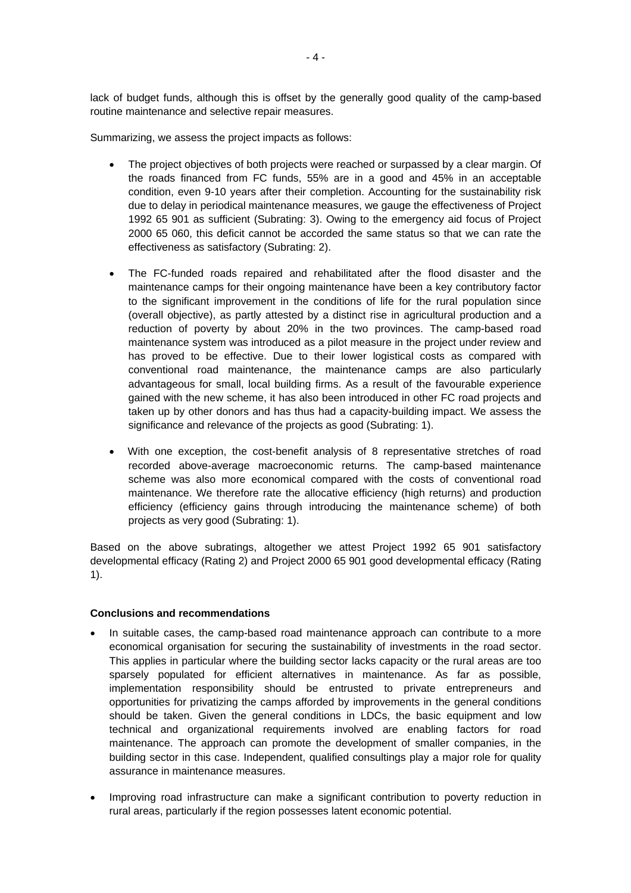lack of budget funds, although this is offset by the generally good quality of the camp-based routine maintenance and selective repair measures.

Summarizing, we assess the project impacts as follows:

- The project objectives of both projects were reached or surpassed by a clear margin. Of the roads financed from FC funds, 55% are in a good and 45% in an acceptable condition, even 9-10 years after their completion. Accounting for the sustainability risk due to delay in periodical maintenance measures, we gauge the effectiveness of Project 1992 65 901 as sufficient (Subrating: 3). Owing to the emergency aid focus of Project 2000 65 060, this deficit cannot be accorded the same status so that we can rate the effectiveness as satisfactory (Subrating: 2).

- The FC-funded roads repaired and rehabilitated after the flood disaster and the maintenance camps for their ongoing maintenance have been a key contributory factor to the significant improvement in the conditions of life for the rural population since (overall objective), as partly attested by a distinct rise in agricultural production and a reduction of poverty by about 20% in the two provinces. The camp-based road maintenance system was introduced as a pilot measure in the project under review and has proved to be effective. Due to their lower logistical costs as compared with conventional road maintenance, the maintenance camps are also particularly advantageous for small, local building firms. As a result of the favourable experience gained with the new scheme, it has also been introduced in other FC road projects and taken up by other donors and has thus had a capacity-building impact. We assess the significance and relevance of the projects as good (Subrating: 1).

- With one exception, the cost-benefit analysis of 8 representative stretches of road recorded above-average macroeconomic returns. The camp-based maintenance scheme was also more economical compared with the costs of conventional road maintenance. We therefore rate the allocative efficiency (high returns) and production efficiency (efficiency gains through introducing the maintenance scheme) of both projects as very good (Subrating: 1).

Based on the above subratings, altogether we attest Project 1992 65 901 satisfactory developmental efficacy (Rating 2) and Project 2000 65 901 good developmental efficacy (Rating 1).

**Conclusions and recommendations**

- In suitable cases, the camp-based road maintenance approach can contribute to a more economical organisation for securing the sustainability of investments in the road sector. This applies in particular where the building sector lacks capacity or the rural areas are too sparsely populated for efficient alternatives in maintenance. As far as possible, implementation responsibility should be entrusted to private entrepreneurs and opportunities for privatizing the camps afforded by improvements in the general conditions should be taken. Given the general conditions in LDCs, the basic equipment and low technical and organizational requirements involved are enabling factors for road maintenance. The approach can promote the development of smaller companies, in the building sector in this case. Independent, qualified consultings play a major role for quality assurance in maintenance measures.

- Improving road infrastructure can make a significant contribution to poverty reduction in rural areas, particularly if the region possesses latent economic potential.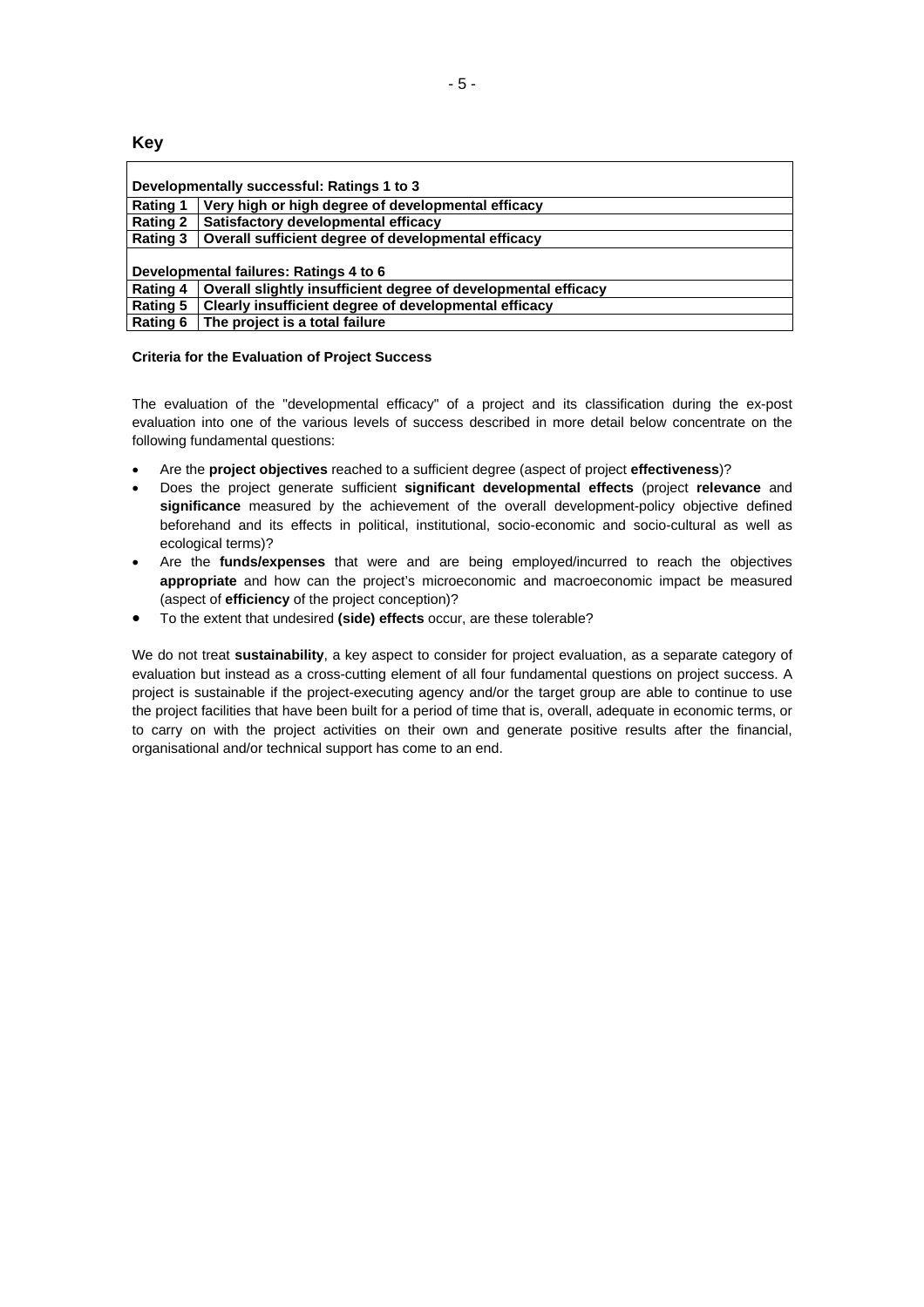## Key

| | |
|---|---|
| **Developmentally successful: Ratings 1 to 3** | |
| **Rating 1** | **Very high or high degree of developmental efficacy** |
| **Rating 2** | **Satisfactory developmental efficacy** |
| **Rating 3** | **Overall sufficient degree of developmental efficacy** |
| **Developmental failures: Ratings 4 to 6** | |
| **Rating 4** | **Overall slightly insufficient degree of developmental efficacy** |
| **Rating 5** | **Clearly insufficient degree of developmental efficacy** |
| **Rating 6** | **The project is a total failure** |

**Criteria for the Evaluation of Project Success**

The evaluation of the "developmental efficacy" of a project and its classification during the ex-post evaluation into one of the various levels of success described in more detail below concentrate on the following fundamental questions:

- Are the **project objectives** reached to a sufficient degree (aspect of project **effectiveness**)?
- Does the project generate sufficient **significant developmental effects** (project **relevance** and **significance** measured by the achievement of the overall development-policy objective defined beforehand and its effects in political, institutional, socio-economic and socio-cultural as well as ecological terms)?
- Are the **funds/expenses** that were and are being employed/incurred to reach the objectives **appropriate** and how can the project's microeconomic and macroeconomic impact be measured (aspect of **efficiency** of the project conception)?
- To the extent that undesired **(side) effects** occur, are these tolerable?

We do not treat **sustainability**, a key aspect to consider for project evaluation, as a separate category of evaluation but instead as a cross-cutting element of all four fundamental questions on project success. A project is sustainable if the project-executing agency and/or the target group are able to continue to use the project facilities that have been built for a period of time that is, overall, adequate in economic terms, or to carry on with the project activities on their own and generate positive results after the financial, organisational and/or technical support has come to an end.